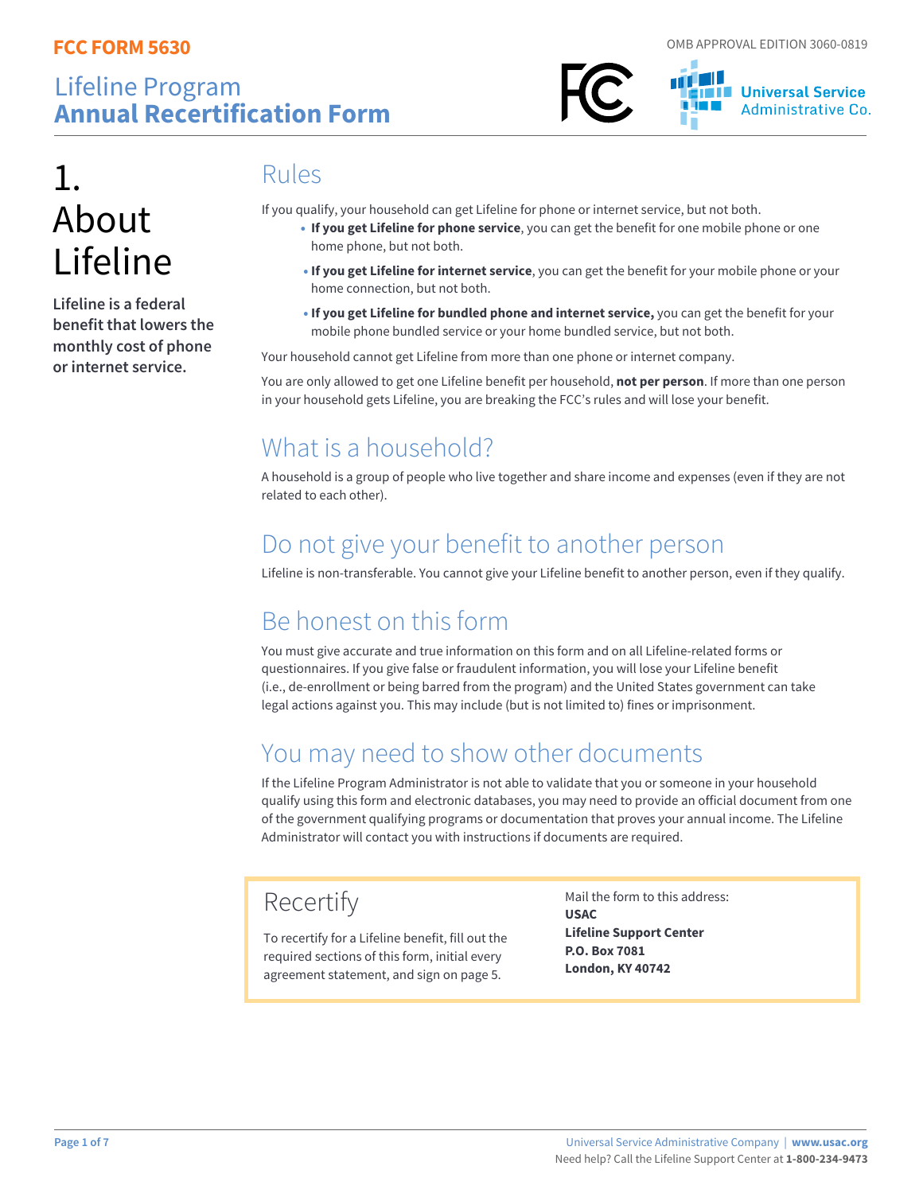**FCC FORM 5630**

OMB APPROVAL EDITION 3060-0819

# Lifeline Program **Annual Recertification Form**

# 1. About Lifeline

**Lifeline is a federal benefit that lowers the monthly cost of phone or internet service.**

## Rules

If you qualify, your household can get Lifeline for phone or internet service, but not both.

- **If you get Lifeline for phone service**, you can get the benefit for one mobile phone or one home phone, but not both.
- **If you get Lifeline for internet service**, you can get the benefit for your mobile phone or your home connection, but not both.
- **If you get Lifeline for bundled phone and internet service,** you can get the benefit for your mobile phone bundled service or your home bundled service, but not both.

Your household cannot get Lifeline from more than one phone or internet company.

You are only allowed to get one Lifeline benefit per household, **not per person**. If more than one person in your household gets Lifeline, you are breaking the FCC's rules and will lose your benefit.

## What is a household?

A household is a group of people who live together and share income and expenses (even if they are not related to each other).

## Do not give your benefit to another person

Lifeline is non-transferable. You cannot give your Lifeline benefit to another person, even if they qualify.

## Be honest on this form

You must give accurate and true information on this form and on all Lifeline-related forms or questionnaires. If you give false or fraudulent information, you will lose your Lifeline benefit (i.e., de-enrollment or being barred from the program) and the United States government can take legal actions against you. This may include (but is not limited to) fines or imprisonment.

## You may need to show other documents

If the Lifeline Program Administrator is not able to validate that you or someone in your household qualify using this form and electronic databases, you may need to provide an official document from one of the government qualifying programs or documentation that proves your annual income. The Lifeline Administrator will contact you with instructions if documents are required.

## Recertify

To recertify for a Lifeline benefit, fill out the required sections of this form, initial every agreement statement, and sign on page 5.

Mail the form to this address:
**USAC**
**Lifeline Support Center**
**P.O. Box 7081**
**London, KY 40742**

Universal Service Administrative Company | **www.usac.org**
Need help? Call the Lifeline Support Center at **1-800-234-9473**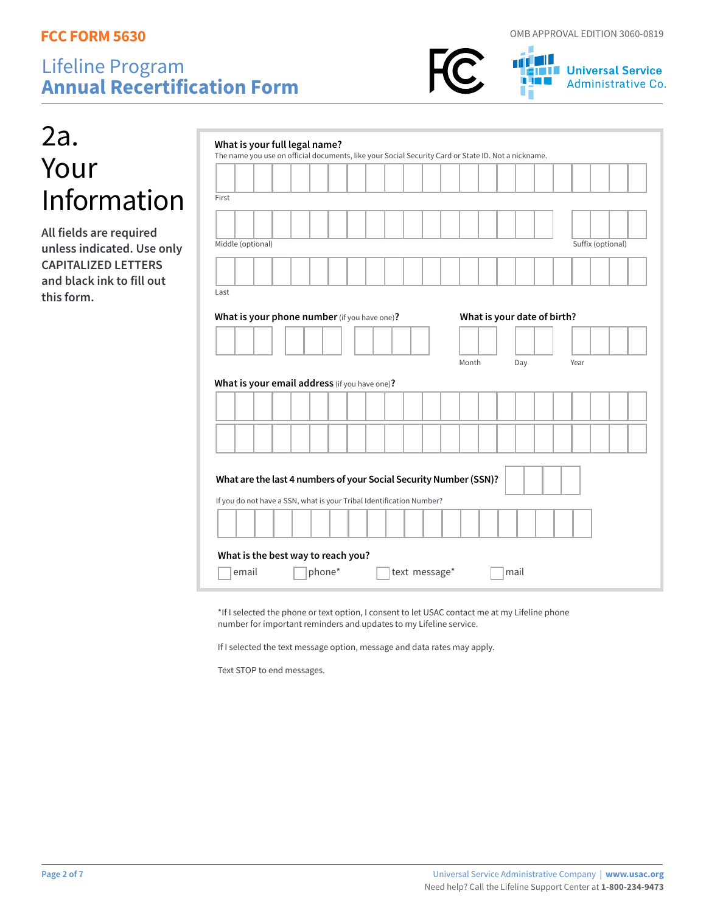FCC FORM 5630

OMB APPROVAL EDITION 3060-0819

# Lifeline Program
# Annual Recertification Form

## 2a. Your Information

**All fields are required unless indicated. Use only CAPITALIZED LETTERS and black ink to fill out this form.**

**What is your full legal name?**
The name you use on official documents, like your Social Security Card or State ID. Not a nickname.

First

Middle (optional)

Suffix (optional)

Last

**What is your phone number** (if you have one)**?**

**What is your date of birth?**

Month Day Year

**What is your email address** (if you have one)**?**

**What are the last 4 numbers of your Social Security Number (SSN)?**

If you do not have a SSN, what is your Tribal Identification Number?

**What is the best way to reach you?**

- ☐ email
- ☐ phone*
- ☐ text message*
- ☐ mail

*If I selected the phone or text option, I consent to let USAC contact me at my Lifeline phone number for important reminders and updates to my Lifeline service.

If I selected the text message option, message and data rates may apply.

Text STOP to end messages.

Universal Service Administrative Company | www.usac.org
Need help? Call the Lifeline Support Center at **1-800-234-9473**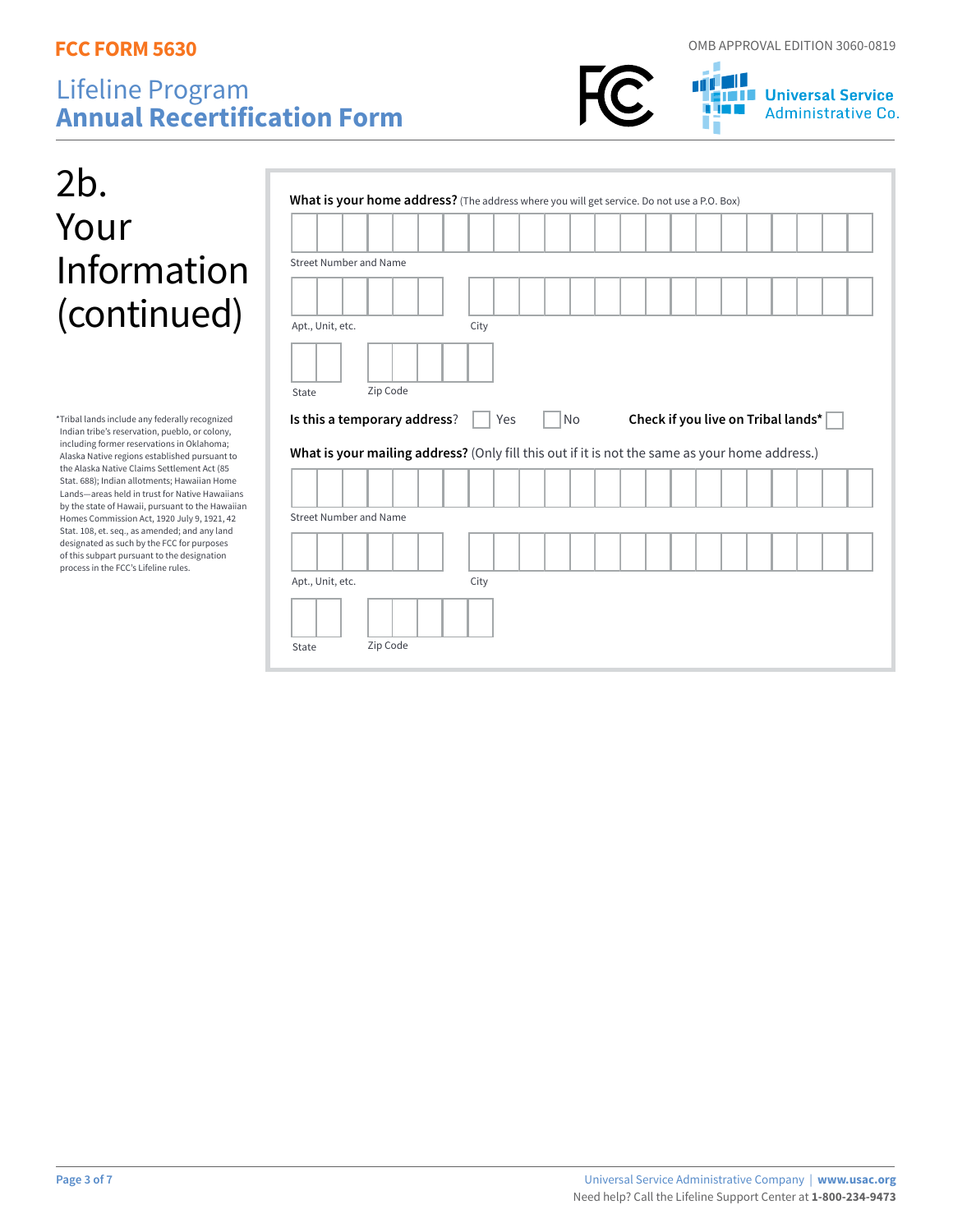# 2b. Your Information (continued)

**What is your home address?** (The address where you will get service. Do not use a P.O. Box)

Street Number and Name

Apt., Unit, etc.

City

State

Zip Code

**Is this a temporary address?** ☐ Yes ☐ No

**Check if you live on Tribal lands*** ☐

**What is your mailing address?** (Only fill this out if it is not the same as your home address.)

Street Number and Name

Apt., Unit, etc.

City

State

Zip Code

*Tribal lands include any federally recognized Indian tribe's reservation, pueblo, or colony, including former reservations in Oklahoma; Alaska Native regions established pursuant to the Alaska Native Claims Settlement Act (85 Stat. 688); Indian allotments; Hawaiian Home Lands—areas held in trust for Native Hawaiians by the state of Hawaii, pursuant to the Hawaiian Homes Commission Act, 1920 July 9, 1921, 42 Stat. 108, et. seq., as amended; and any land designated as such by the FCC for purposes of this subpart pursuant to the designation process in the FCC's Lifeline rules.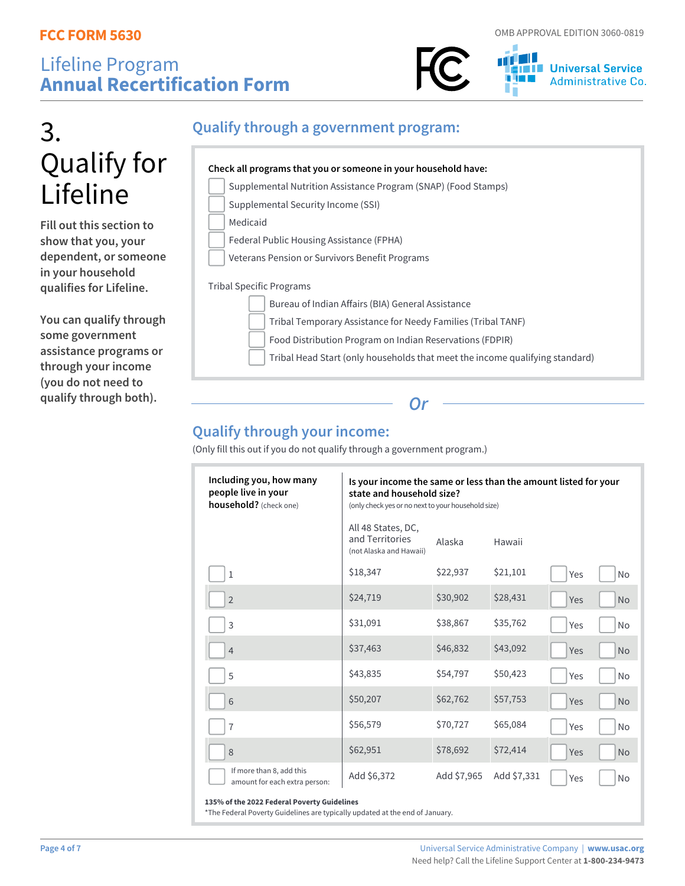FCC FORM 5630

OMB APPROVAL EDITION 3060-0819

# Lifeline Program
# Annual Recertification Form

## 3. Qualify for Lifeline

**Fill out this section to show that you, your dependent, or someone in your household qualifies for Lifeline.**

**You can qualify through some government assistance programs or through your income (you do not need to qualify through both).**

### Qualify through a government program:

**Check all programs that you or someone in your household have:**

- ☐ Supplemental Nutrition Assistance Program (SNAP) (Food Stamps)
- ☐ Supplemental Security Income (SSI)
- ☐ Medicaid
- ☐ Federal Public Housing Assistance (FPHA)
- ☐ Veterans Pension or Survivors Benefit Programs

Tribal Specific Programs

- ☐ Bureau of Indian Affairs (BIA) General Assistance
- ☐ Tribal Temporary Assistance for Needy Families (Tribal TANF)
- ☐ Food Distribution Program on Indian Reservations (FDPIR)
- ☐ Tribal Head Start (only households that meet the income qualifying standard)

*Or*

### Qualify through your income:

(Only fill this out if you do not qualify through a government program.)

| **Including you, how many people live in your household?** (check one) | **Is your income the same or less than the amount listed for your state and household size?** (only check yes or no next to your household size) | | | | |
|---|---|---|---|---|---|
| | All 48 States, DC, and Territories (not Alaska and Hawaii) | Alaska | Hawaii | | |
| ☐ 1 | $18,347 | $22,937 | $21,101 | ☐ Yes | ☐ No |
| ☐ 2 | $24,719 | $30,902 | $28,431 | ☐ Yes | ☐ No |
| ☐ 3 | $31,091 | $38,867 | $35,762 | ☐ Yes | ☐ No |
| ☐ 4 | $37,463 | $46,832 | $43,092 | ☐ Yes | ☐ No |
| ☐ 5 | $43,835 | $54,797 | $50,423 | ☐ Yes | ☐ No |
| ☐ 6 | $50,207 | $62,762 | $57,753 | ☐ Yes | ☐ No |
| ☐ 7 | $56,579 | $70,727 | $65,084 | ☐ Yes | ☐ No |
| ☐ 8 | $62,951 | $78,692 | $72,414 | ☐ Yes | ☐ No |
| ☐ If more than 8, add this amount for each extra person: | Add $6,372 | Add $7,965 | Add $7,331 | ☐ Yes | ☐ No |

**135% of the 2022 Federal Poverty Guidelines**

*The Federal Poverty Guidelines are typically updated at the end of January.

Universal Service Administrative Company | **www.usac.org**

Need help? Call the Lifeline Support Center at **1-800-234-9473**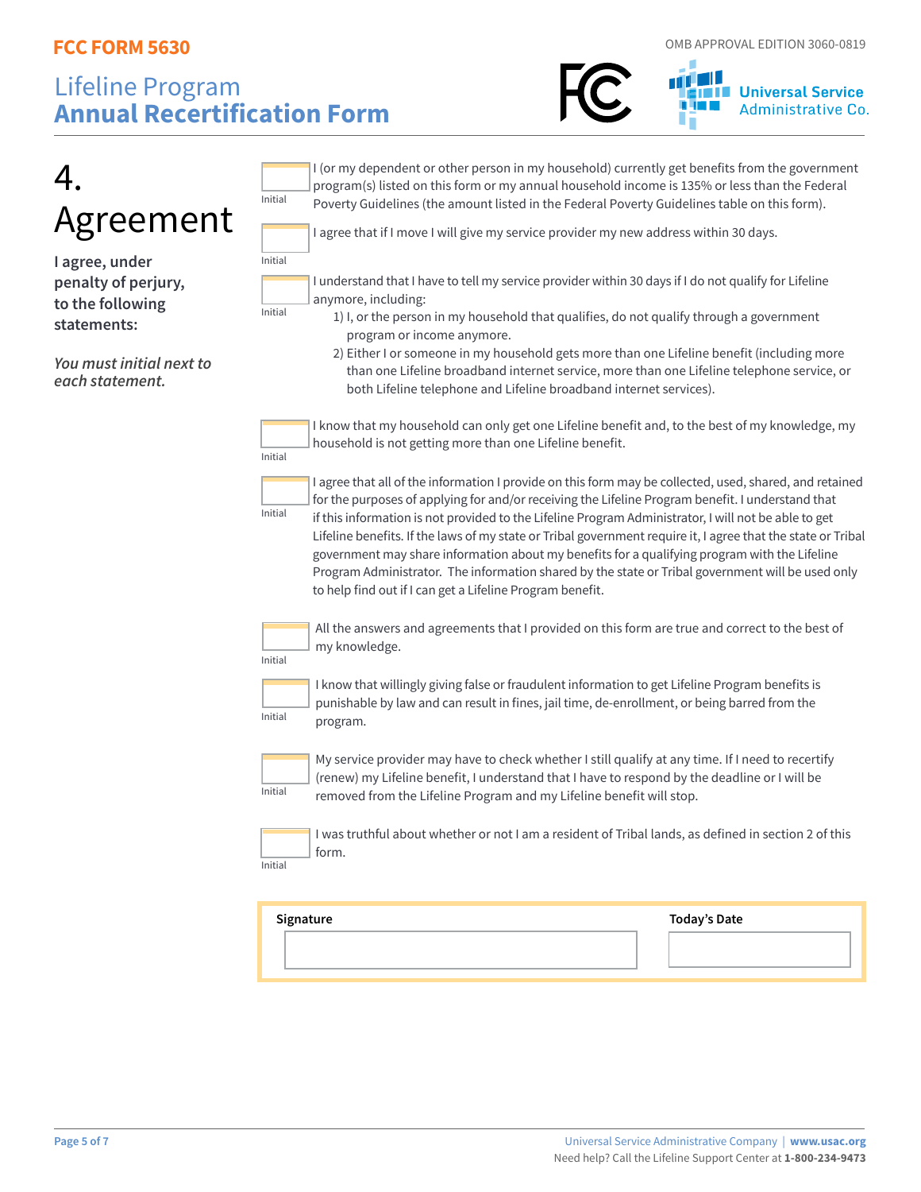# 4. Agreement

**I agree, under penalty of perjury, to the following statements:**

*You must initial next to each statement.*

Initial ______ I (or my dependent or other person in my household) currently get benefits from the government program(s) listed on this form or my annual household income is 135% or less than the Federal Poverty Guidelines (the amount listed in the Federal Poverty Guidelines table on this form).

Initial ______ I agree that if I move I will give my service provider my new address within 30 days.

Initial ______ I understand that I have to tell my service provider within 30 days if I do not qualify for Lifeline anymore, including:

1. I, or the person in my household that qualifies, do not qualify through a government program or income anymore.
2. Either I or someone in my household gets more than one Lifeline benefit (including more than one Lifeline broadband internet service, more than one Lifeline telephone service, or both Lifeline telephone and Lifeline broadband internet services).

Initial ______ I know that my household can only get one Lifeline benefit and, to the best of my knowledge, my household is not getting more than one Lifeline benefit.

Initial ______ I agree that all of the information I provide on this form may be collected, used, shared, and retained for the purposes of applying for and/or receiving the Lifeline Program benefit. I understand that if this information is not provided to the Lifeline Program Administrator, I will not be able to get Lifeline benefits. If the laws of my state or Tribal government require it, I agree that the state or Tribal government may share information about my benefits for a qualifying program with the Lifeline Program Administrator. The information shared by the state or Tribal government will be used only to help find out if I can get a Lifeline Program benefit.

Initial ______ All the answers and agreements that I provided on this form are true and correct to the best of my knowledge.

Initial ______ I know that willingly giving false or fraudulent information to get Lifeline Program benefits is punishable by law and can result in fines, jail time, de-enrollment, or being barred from the program.

Initial ______ My service provider may have to check whether I still qualify at any time. If I need to recertify (renew) my Lifeline benefit, I understand that I have to respond by the deadline or I will be removed from the Lifeline Program and my Lifeline benefit will stop.

Initial ______ I was truthful about whether or not I am a resident of Tribal lands, as defined in section 2 of this form.

| Signature | Today's Date |
|---|---|
| | |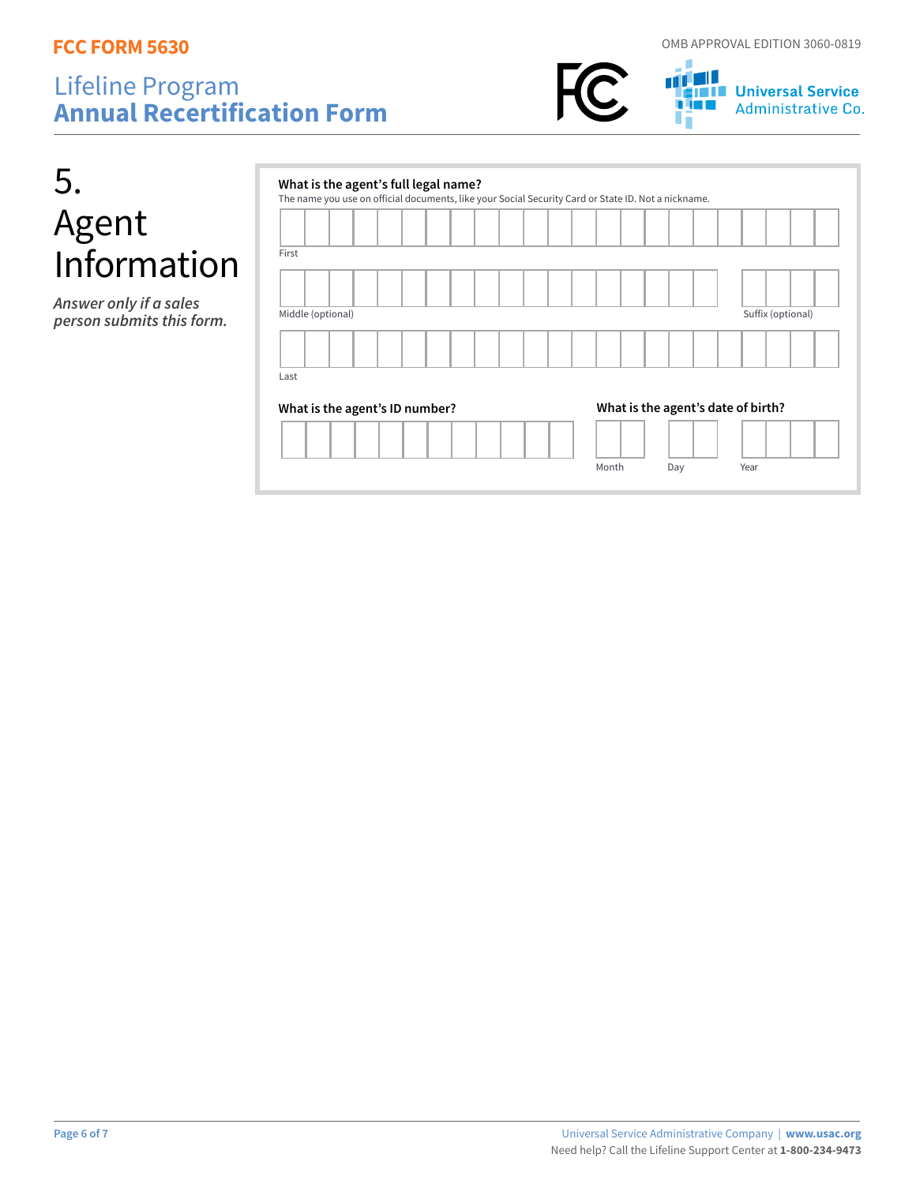# 5. Agent Information

*Answer only if a sales person submits this form.*

**What is the agent's full legal name?**
The name you use on official documents, like your Social Security Card or State ID. Not a nickname.

First

Middle (optional)

Suffix (optional)

Last

**What is the agent's ID number?**

**What is the agent's date of birth?**

Month

Day

Year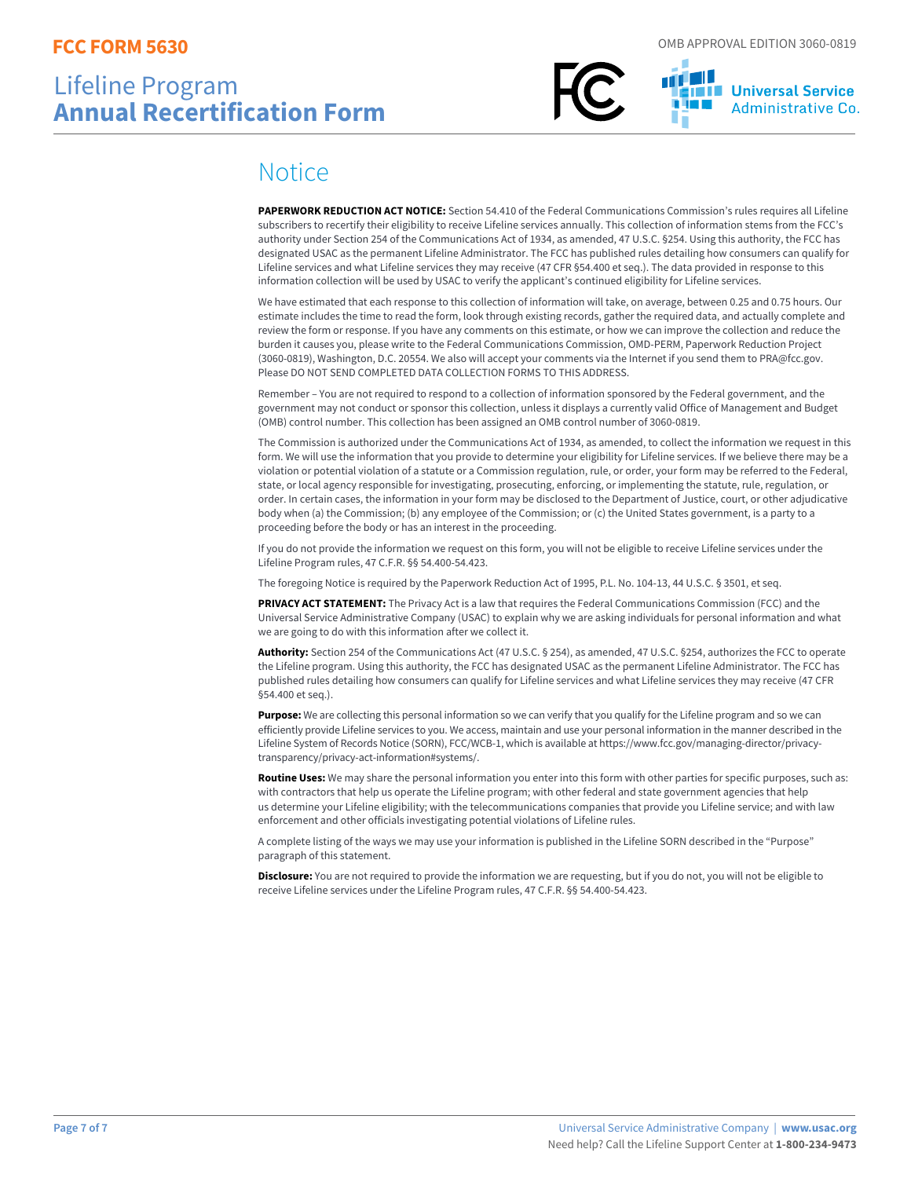# Notice

**PAPERWORK REDUCTION ACT NOTICE:** Section 54.410 of the Federal Communications Commission's rules requires all Lifeline subscribers to recertify their eligibility to receive Lifeline services annually. This collection of information stems from the FCC's authority under Section 254 of the Communications Act of 1934, as amended, 47 U.S.C. §254. Using this authority, the FCC has designated USAC as the permanent Lifeline Administrator. The FCC has published rules detailing how consumers can qualify for Lifeline services and what Lifeline services they may receive (47 CFR §54.400 et seq.). The data provided in response to this information collection will be used by USAC to verify the applicant's continued eligibility for Lifeline services.

We have estimated that each response to this collection of information will take, on average, between 0.25 and 0.75 hours. Our estimate includes the time to read the form, look through existing records, gather the required data, and actually complete and review the form or response. If you have any comments on this estimate, or how we can improve the collection and reduce the burden it causes you, please write to the Federal Communications Commission, OMD-PERM, Paperwork Reduction Project (3060-0819), Washington, D.C. 20554. We also will accept your comments via the Internet if you send them to PRA@fcc.gov. Please DO NOT SEND COMPLETED DATA COLLECTION FORMS TO THIS ADDRESS.

Remember – You are not required to respond to a collection of information sponsored by the Federal government, and the government may not conduct or sponsor this collection, unless it displays a currently valid Office of Management and Budget (OMB) control number. This collection has been assigned an OMB control number of 3060-0819.

The Commission is authorized under the Communications Act of 1934, as amended, to collect the information we request in this form. We will use the information that you provide to determine your eligibility for Lifeline services. If we believe there may be a violation or potential violation of a statute or a Commission regulation, rule, or order, your form may be referred to the Federal, state, or local agency responsible for investigating, prosecuting, enforcing, or implementing the statute, rule, regulation, or order. In certain cases, the information in your form may be disclosed to the Department of Justice, court, or other adjudicative body when (a) the Commission; (b) any employee of the Commission; or (c) the United States government, is a party to a proceeding before the body or has an interest in the proceeding.

If you do not provide the information we request on this form, you will not be eligible to receive Lifeline services under the Lifeline Program rules, 47 C.F.R. §§ 54.400-54.423.

The foregoing Notice is required by the Paperwork Reduction Act of 1995, P.L. No. 104-13, 44 U.S.C. § 3501, et seq.

**PRIVACY ACT STATEMENT:** The Privacy Act is a law that requires the Federal Communications Commission (FCC) and the Universal Service Administrative Company (USAC) to explain why we are asking individuals for personal information and what we are going to do with this information after we collect it.

**Authority:** Section 254 of the Communications Act (47 U.S.C. § 254), as amended, 47 U.S.C. §254, authorizes the FCC to operate the Lifeline program. Using this authority, the FCC has designated USAC as the permanent Lifeline Administrator. The FCC has published rules detailing how consumers can qualify for Lifeline services and what Lifeline services they may receive (47 CFR §54.400 et seq.).

**Purpose:** We are collecting this personal information so we can verify that you qualify for the Lifeline program and so we can efficiently provide Lifeline services to you. We access, maintain and use your personal information in the manner described in the Lifeline System of Records Notice (SORN), FCC/WCB-1, which is available at https://www.fcc.gov/managing-director/privacy-transparency/privacy-act-information#systems/.

**Routine Uses:** We may share the personal information you enter into this form with other parties for specific purposes, such as: with contractors that help us operate the Lifeline program; with other federal and state government agencies that help us determine your Lifeline eligibility; with the telecommunications companies that provide you Lifeline service; and with law enforcement and other officials investigating potential violations of Lifeline rules.

A complete listing of the ways we may use your information is published in the Lifeline SORN described in the "Purpose" paragraph of this statement.

**Disclosure:** You are not required to provide the information we are requesting, but if you do not, you will not be eligible to receive Lifeline services under the Lifeline Program rules, 47 C.F.R. §§ 54.400-54.423.